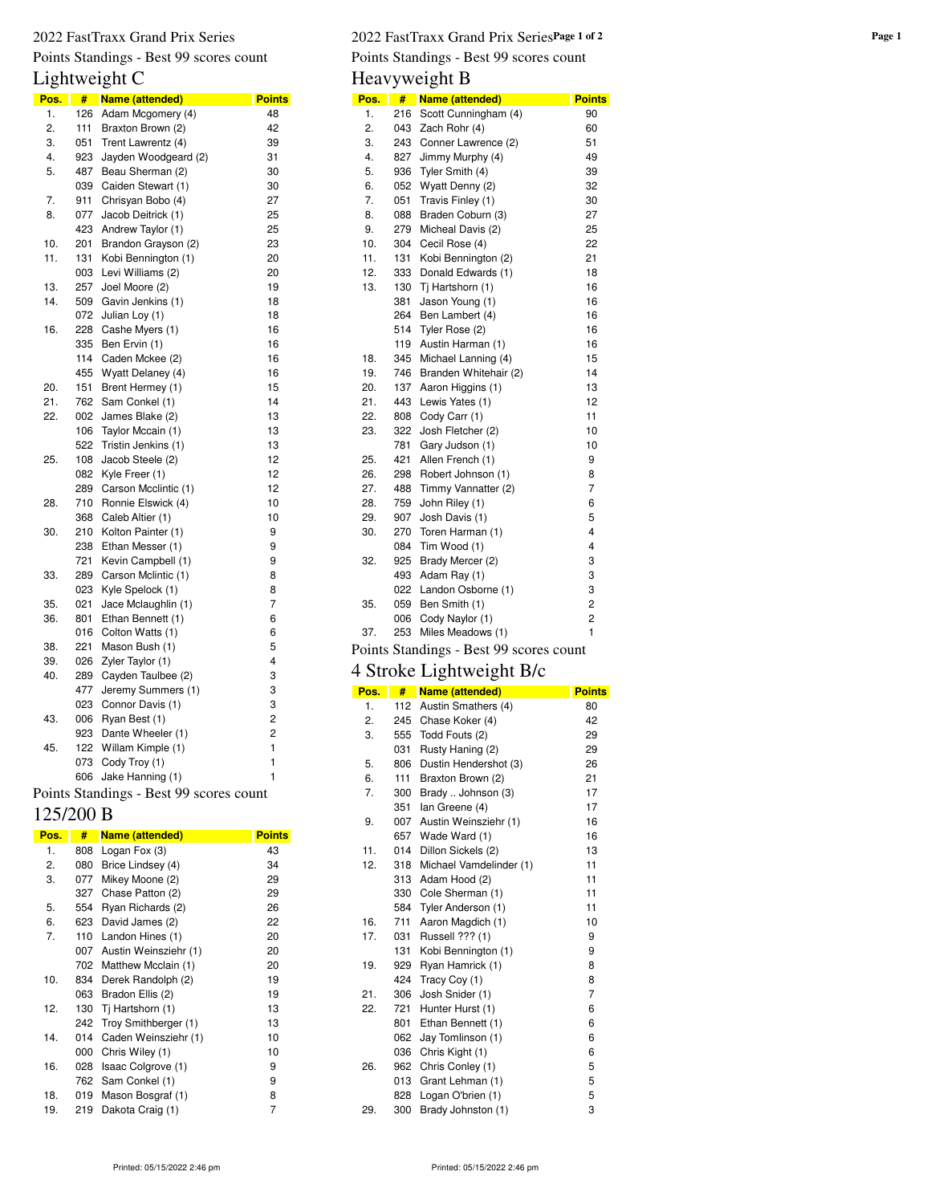# 2022 FastTraxx Grand Prix Series

Points Standings - Best 99 scores count

## Lightweight C

| Pos. | # | Name (attended) | Points |
|---|---|---|---|
| 1. | 126 | Adam Mcgomery (4) | 48 |
| 2. | 111 | Braxton Brown (2) | 42 |
| 3. | 051 | Trent Lawrentz (4) | 39 |
| 4. | 923 | Jayden Woodgeard (2) | 31 |
| 5. | 487 | Beau Sherman (2) | 30 |
| | 039 | Caiden Stewart (1) | 30 |
| 7. | 911 | Chrisyan Bobo (4) | 27 |
| 8. | 077 | Jacob Deitrick (1) | 25 |
| | 423 | Andrew Taylor (1) | 25 |
| 10. | 201 | Brandon Grayson (2) | 23 |
| 11. | 131 | Kobi Bennington (1) | 20 |
| | 003 | Levi Williams (2) | 20 |
| 13. | 257 | Joel Moore (2) | 19 |
| 14. | 509 | Gavin Jenkins (1) | 18 |
| | 072 | Julian Loy (1) | 18 |
| 16. | 228 | Cashe Myers (1) | 16 |
| | 335 | Ben Ervin (1) | 16 |
| | 114 | Caden Mckee (2) | 16 |
| | 455 | Wyatt Delaney (4) | 16 |
| 20. | 151 | Brent Hermey (1) | 15 |
| 21. | 762 | Sam Conkel (1) | 14 |
| 22. | 002 | James Blake (2) | 13 |
| | 106 | Taylor Mccain (1) | 13 |
| | 522 | Tristin Jenkins (1) | 13 |
| 25. | 108 | Jacob Steele (2) | 12 |
| | 082 | Kyle Freer (1) | 12 |
| | 289 | Carson Mcclintic (1) | 12 |
| 28. | 710 | Ronnie Elswick (4) | 10 |
| | 368 | Caleb Altier (1) | 10 |
| 30. | 210 | Kolton Painter (1) | 9 |
| | 238 | Ethan Messer (1) | 9 |
| | 721 | Kevin Campbell (1) | 9 |
| 33. | 289 | Carson Mclintic (1) | 8 |
| | 023 | Kyle Spelock (1) | 8 |
| 35. | 021 | Jace Mclaughlin (1) | 7 |
| 36. | 801 | Ethan Bennett (1) | 6 |
| | 016 | Colton Watts (1) | 6 |
| 38. | 221 | Mason Bush (1) | 5 |
| 39. | 026 | Zyler Taylor (1) | 4 |
| 40. | 289 | Cayden Taulbee (2) | 3 |
| | 477 | Jeremy Summers (1) | 3 |
| | 023 | Connor Davis (1) | 3 |
| 43. | 006 | Ryan Best (1) | 2 |
| | 923 | Dante Wheeler (1) | 2 |
| 45. | 122 | Willam Kimple (1) | 1 |
| | 073 | Cody Troy (1) | 1 |
| | 606 | Jake Hanning (1) | 1 |

Points Standings - Best 99 scores count

## 125/200 B

| Pos. | # | Name (attended) | Points |
|---|---|---|---|
| 1. | 808 | Logan Fox (3) | 43 |
| 2. | 080 | Brice Lindsey (4) | 34 |
| 3. | 077 | Mikey Moone (2) | 29 |
| | 327 | Chase Patton (2) | 29 |
| 5. | 554 | Ryan Richards (2) | 26 |
| 6. | 623 | David James (2) | 22 |
| 7. | 110 | Landon Hines (1) | 20 |
| | 007 | Austin Weinsziehr (1) | 20 |
| | 702 | Matthew Mcclain (1) | 20 |
| 10. | 834 | Derek Randolph (2) | 19 |
| | 063 | Bradon Ellis (2) | 19 |
| 12. | 130 | Tj Hartshorn (1) | 13 |
| | 242 | Troy Smithberger (1) | 13 |
| 14. | 014 | Caden Weinsziehr (1) | 10 |
| | 000 | Chris Wiley (1) | 10 |
| 16. | 028 | Isaac Colgrove (1) | 9 |
| | 762 | Sam Conkel (1) | 9 |
| 18. | 019 | Mason Bosgraf (1) | 8 |
| 19. | 219 | Dakota Craig (1) | 7 |

# 2022 FastTraxx Grand Prix Series

Points Standings - Best 99 scores count

## Heavyweight B

| Pos. | # | Name (attended) | Points |
|---|---|---|---|
| 1. | 216 | Scott Cunningham (4) | 90 |
| 2. | 043 | Zach Rohr (4) | 60 |
| 3. | 243 | Conner Lawrence (2) | 51 |
| 4. | 827 | Jimmy Murphy (4) | 49 |
| 5. | 936 | Tyler Smith (4) | 39 |
| 6. | 052 | Wyatt Denny (2) | 32 |
| 7. | 051 | Travis Finley (1) | 30 |
| 8. | 088 | Braden Coburn (3) | 27 |
| 9. | 279 | Micheal Davis (2) | 25 |
| 10. | 304 | Cecil Rose (4) | 22 |
| 11. | 131 | Kobi Bennington (2) | 21 |
| 12. | 333 | Donald Edwards (1) | 18 |
| 13. | 130 | Tj Hartshorn (1) | 16 |
| | 381 | Jason Young (1) | 16 |
| | 264 | Ben Lambert (4) | 16 |
| | 514 | Tyler Rose (2) | 16 |
| | 119 | Austin Harman (1) | 16 |
| 18. | 345 | Michael Lanning (4) | 15 |
| 19. | 746 | Branden Whitehair (2) | 14 |
| 20. | 137 | Aaron Higgins (1) | 13 |
| 21. | 443 | Lewis Yates (1) | 12 |
| 22. | 808 | Cody Carr (1) | 11 |
| 23. | 322 | Josh Fletcher (2) | 10 |
| | 781 | Gary Judson (1) | 10 |
| 25. | 421 | Allen French (1) | 9 |
| 26. | 298 | Robert Johnson (1) | 8 |
| 27. | 488 | Timmy Vannatter (2) | 7 |
| 28. | 759 | John Riley (1) | 6 |
| 29. | 907 | Josh Davis (1) | 5 |
| 30. | 270 | Toren Harman (1) | 4 |
| | 084 | Tim Wood (1) | 4 |
| 32. | 925 | Brady Mercer (2) | 3 |
| | 493 | Adam Ray (1) | 3 |
| | 022 | Landon Osborne (1) | 3 |
| 35. | 059 | Ben Smith (1) | 2 |
| | 006 | Cody Naylor (1) | 2 |
| 37. | 253 | Miles Meadows (1) | 1 |

Points Standings - Best 99 scores count

## 4 Stroke Lightweight B/c

| Pos. | # | Name (attended) | Points |
|---|---|---|---|
| 1. | 112 | Austin Smathers (4) | 80 |
| 2. | 245 | Chase Koker (4) | 42 |
| 3. | 555 | Todd Fouts (2) | 29 |
| | 031 | Rusty Haning (2) | 29 |
| 5. | 806 | Dustin Hendershot (3) | 26 |
| 6. | 111 | Braxton Brown (2) | 21 |
| 7. | 300 | Brady .. Johnson (3) | 17 |
| | 351 | Ian Greene (4) | 17 |
| 9. | 007 | Austin Weinsziehr (1) | 16 |
| | 657 | Wade Ward (1) | 16 |
| 11. | 014 | Dillon Sickels (2) | 13 |
| 12. | 318 | Michael Vamdelinder (1) | 11 |
| | 313 | Adam Hood (2) | 11 |
| | 330 | Cole Sherman (1) | 11 |
| | 584 | Tyler Anderson (1) | 11 |
| 16. | 711 | Aaron Magdich (1) | 10 |
| 17. | 031 | Russell ??? (1) | 9 |
| | 131 | Kobi Bennington (1) | 9 |
| 19. | 929 | Ryan Hamrick (1) | 8 |
| | 424 | Tracy Coy (1) | 8 |
| 21. | 306 | Josh Snider (1) | 7 |
| 22. | 721 | Hunter Hurst (1) | 6 |
| | 801 | Ethan Bennett (1) | 6 |
| | 062 | Jay Tomlinson (1) | 6 |
| | 036 | Chris Kight (1) | 6 |
| 26. | 962 | Chris Conley (1) | 5 |
| | 013 | Grant Lehman (1) | 5 |
| | 828 | Logan O'brien (1) | 5 |
| 29. | 300 | Brady Johnston (1) | 3 |

Printed: 05/15/2022 2:46 pm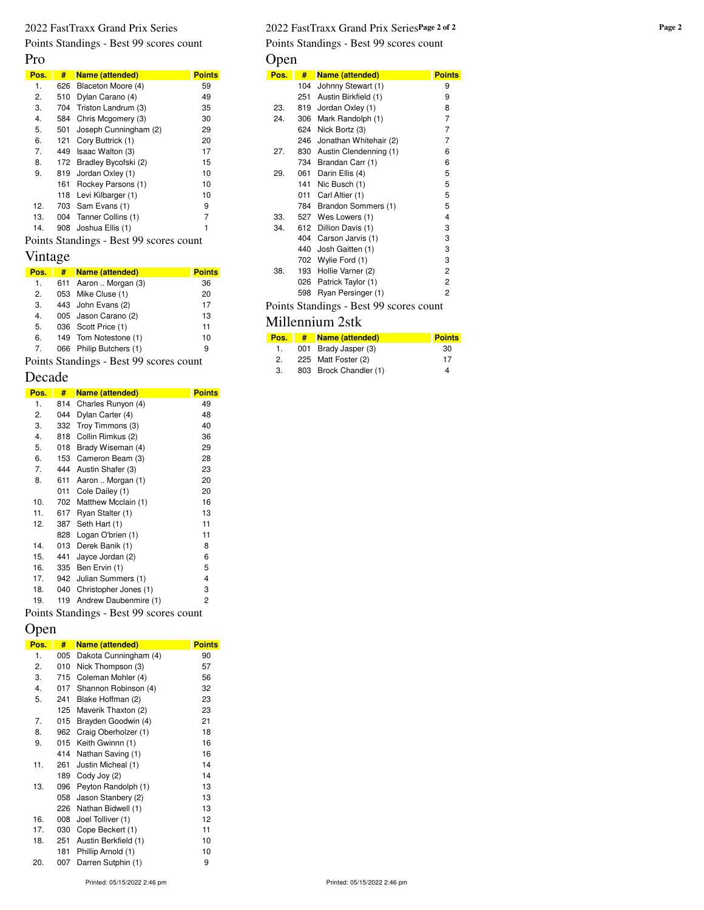2022 FastTraxx Grand Prix Series

Points Standings - Best 99 scores count

## Pro

| Pos. | # | Name (attended) | Points |
|---|---|---|---|
| 1. | 626 | Blaceton Moore (4) | 59 |
| 2. | 510 | Dylan Carano (4) | 49 |
| 3. | 704 | Triston Landrum (3) | 35 |
| 4. | 584 | Chris Mcgomery (3) | 30 |
| 5. | 501 | Joseph Cunningham (2) | 29 |
| 6. | 121 | Cory Buttrick (1) | 20 |
| 7. | 449 | Isaac Walton (3) | 17 |
| 8. | 172 | Bradley Bycofski (2) | 15 |
| 9. | 819 | Jordan Oxley (1) | 10 |
| | 161 | Rockey Parsons (1) | 10 |
| | 118 | Levi Kilbarger (1) | 10 |
| 12. | 703 | Sam Evans (1) | 9 |
| 13. | 004 | Tanner Collins (1) | 7 |
| 14. | 908 | Joshua Ellis (1) | 1 |

Points Standings - Best 99 scores count

## Vintage

| Pos. | # | Name (attended) | Points |
|---|---|---|---|
| 1. | 611 | Aaron .. Morgan (3) | 36 |
| 2. | 053 | Mike Cluse (1) | 20 |
| 3. | 443 | John Evans (2) | 17 |
| 4. | 005 | Jason Carano (2) | 13 |
| 5. | 036 | Scott Price (1) | 11 |
| 6. | 149 | Tom Notestone (1) | 10 |
| 7. | 066 | Philip Butchers (1) | 9 |

Points Standings - Best 99 scores count

## Decade

| Pos. | # | Name (attended) | Points |
|---|---|---|---|
| 1. | 814 | Charles Runyon (4) | 49 |
| 2. | 044 | Dylan Carter (4) | 48 |
| 3. | 332 | Troy Timmons (3) | 40 |
| 4. | 818 | Collin Rimkus (2) | 36 |
| 5. | 018 | Brady Wiseman (4) | 29 |
| 6. | 153 | Cameron Beam (3) | 28 |
| 7. | 444 | Austin Shafer (3) | 23 |
| 8. | 611 | Aaron .. Morgan (1) | 20 |
| | 011 | Cole Dailey (1) | 20 |
| 10. | 702 | Matthew Mcclain (1) | 16 |
| 11. | 617 | Ryan Stalter (1) | 13 |
| 12. | 387 | Seth Hart (1) | 11 |
| | 828 | Logan O'brien (1) | 11 |
| 14. | 013 | Derek Banik (1) | 8 |
| 15. | 441 | Jayce Jordan (2) | 6 |
| 16. | 335 | Ben Ervin (1) | 5 |
| 17. | 942 | Julian Summers (1) | 4 |
| 18. | 040 | Christopher Jones (1) | 3 |
| 19. | 119 | Andrew Daubenmire (1) | 2 |

Points Standings - Best 99 scores count

## Open

| Pos. | # | Name (attended) | Points |
|---|---|---|---|
| 1. | 005 | Dakota Cunningham (4) | 90 |
| 2. | 010 | Nick Thompson (3) | 57 |
| 3. | 715 | Coleman Mohler (4) | 56 |
| 4. | 017 | Shannon Robinson (4) | 32 |
| 5. | 241 | Blake Hoffman (2) | 23 |
| | 125 | Maverik Thaxton (2) | 23 |
| 7. | 015 | Brayden Goodwin (4) | 21 |
| 8. | 962 | Craig Oberholzer (1) | 18 |
| 9. | 015 | Keith Gwinnn (1) | 16 |
| | 414 | Nathan Saving (1) | 16 |
| 11. | 261 | Justin Micheal (1) | 14 |
| | 189 | Cody Joy (2) | 14 |
| 13. | 096 | Peyton Randolph (1) | 13 |
| | 058 | Jason Stanbery (2) | 13 |
| | 226 | Nathan Bidwell (1) | 13 |
| 16. | 008 | Joel Tolliver (1) | 12 |
| 17. | 030 | Cope Beckert (1) | 11 |
| 18. | 251 | Austin Berkfield (1) | 10 |
| | 181 | Phillip Arnold (1) | 10 |
| 20. | 007 | Darren Sutphin (1) | 9 |
| | 104 | Johnny Stewart (1) | 9 |
| | 251 | Austin Birkfield (1) | 9 |
| 23. | 819 | Jordan Oxley (1) | 8 |
| 24. | 306 | Mark Randolph (1) | 7 |
| | 624 | Nick Bortz (3) | 7 |
| | 246 | Jonathan Whitehair (2) | 7 |
| 27. | 830 | Austin Clendenning (1) | 6 |
| | 734 | Brandan Carr (1) | 6 |
| 29. | 061 | Darin Ellis (4) | 5 |
| | 141 | Nic Busch (1) | 5 |
| | 011 | Carl Altier (1) | 5 |
| | 784 | Brandon Sommers (1) | 5 |
| 33. | 527 | Wes Lowers (1) | 4 |
| 34. | 612 | Dillion Davis (1) | 3 |
| | 404 | Carson Jarvis (1) | 3 |
| | 440 | Josh Gaitten (1) | 3 |
| | 702 | Wylie Ford (1) | 3 |
| 38. | 193 | Hollie Varner (2) | 2 |
| | 026 | Patrick Taylor (1) | 2 |
| | 598 | Ryan Persinger (1) | 2 |

Points Standings - Best 99 scores count

## Millennium 2stk

| Pos. | # | Name (attended) | Points |
|---|---|---|---|
| 1. | 001 | Brady Jasper (3) | 30 |
| 2. | 225 | Matt Foster (2) | 17 |
| 3. | 803 | Brock Chandler (1) | 4 |

Printed: 05/15/2022 2:46 pm